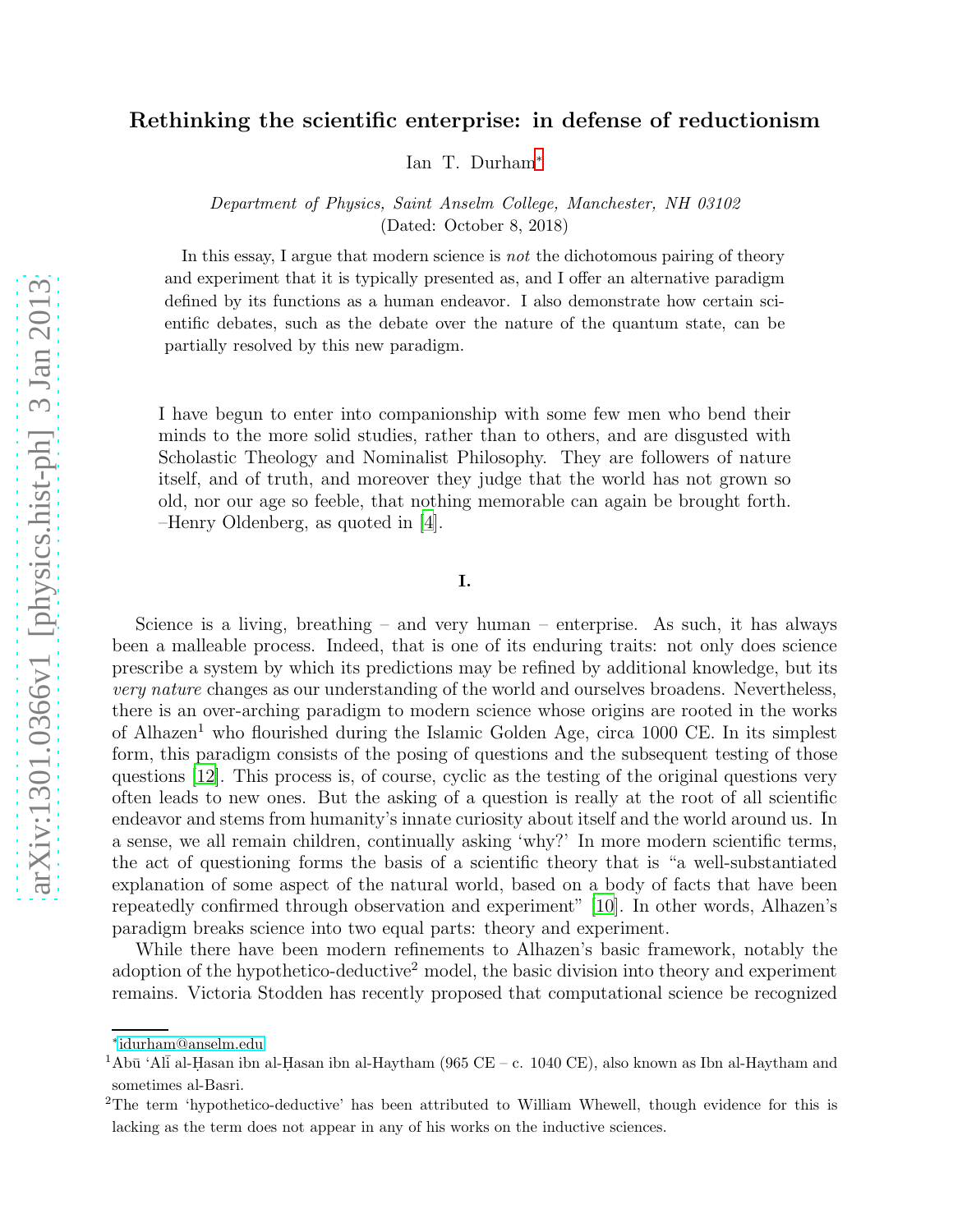# Rethinking the scientific enterprise: in defense of reductionism

Ian T. Durham*

*Department of Physics, Saint Anselm College, Manchester, NH 03102*
(Dated: October 8, 2018)

In this essay, I argue that modern science is *not* the dichotomous pairing of theory and experiment that it is typically presented as, and I offer an alternative paradigm defined by its functions as a human endeavor. I also demonstrate how certain scientific debates, such as the debate over the nature of the quantum state, can be partially resolved by this new paradigm.

> I have begun to enter into companionship with some few men who bend their minds to the more solid studies, rather than to others, and are disgusted with Scholastic Theology and Nominalist Philosophy. They are followers of nature itself, and of truth, and moreover they judge that the world has not grown so old, nor our age so feeble, that nothing memorable can again be brought forth.
> –Henry Oldenberg, as quoted in [4].

## I.

Science is a living, breathing – and very human – enterprise. As such, it has always been a malleable process. Indeed, that is one of its enduring traits: not only does science prescribe a system by which its predictions may be refined by additional knowledge, but its *very nature* changes as our understanding of the world and ourselves broadens. Nevertheless, there is an over-arching paradigm to modern science whose origins are rooted in the works of Alhazen[1] who flourished during the Islamic Golden Age, circa 1000 CE. In its simplest form, this paradigm consists of the posing of questions and the subsequent testing of those questions [12]. This process is, of course, cyclic as the testing of the original questions very often leads to new ones. But the asking of a question is really at the root of all scientific endeavor and stems from humanity's innate curiosity about itself and the world around us. In a sense, we all remain children, continually asking 'why?' In more modern scientific terms, the act of questioning forms the basis of a scientific theory that is "a well-substantiated explanation of some aspect of the natural world, based on a body of facts that have been repeatedly confirmed through observation and experiment" [10]. In other words, Alhazen's paradigm breaks science into two equal parts: theory and experiment.

While there have been modern refinements to Alhazen's basic framework, notably the adoption of the hypothetico-deductive[2] model, the basic division into theory and experiment remains. Victoria Stodden has recently proposed that computational science be recognized

---

*idurham@anselm.edu

[1] Abū 'Alī al-Ḥasan ibn al-Ḥasan ibn al-Haytham (965 CE – c. 1040 CE), also known as Ibn al-Haytham and sometimes al-Basri.

[2] The term 'hypothetico-deductive' has been attributed to William Whewell, though evidence for this is lacking as the term does not appear in any of his works on the inductive sciences.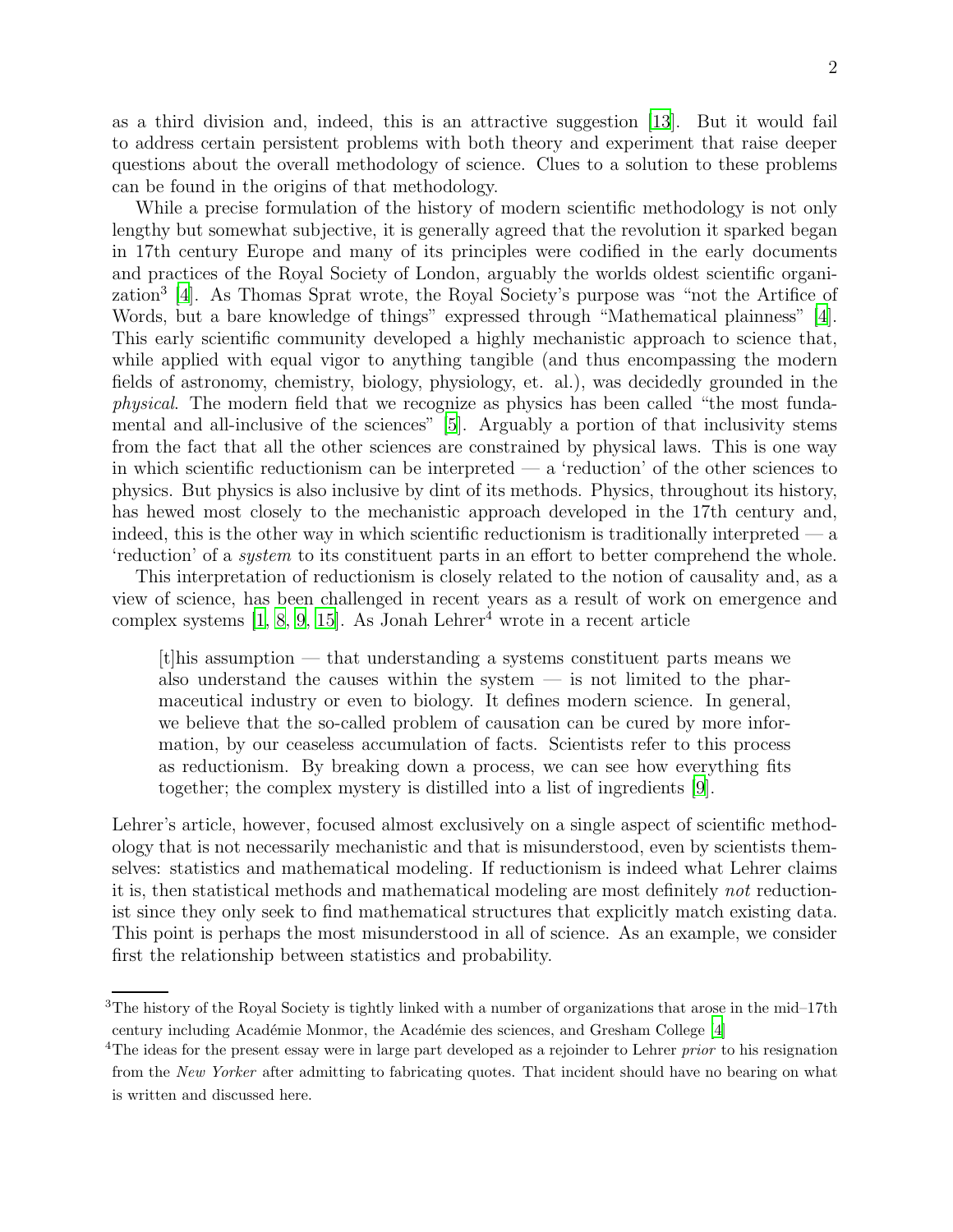as a third division and, indeed, this is an attractive suggestion [13]. But it would fail to address certain persistent problems with both theory and experiment that raise deeper questions about the overall methodology of science. Clues to a solution to these problems can be found in the origins of that methodology.

While a precise formulation of the history of modern scientific methodology is not only lengthy but somewhat subjective, it is generally agreed that the revolution it sparked began in 17th century Europe and many of its principles were codified in the early documents and practices of the Royal Society of London, arguably the worlds oldest scientific organization[3] [4]. As Thomas Sprat wrote, the Royal Society's purpose was "not the Artifice of Words, but a bare knowledge of things" expressed through "Mathematical plainness" [4]. This early scientific community developed a highly mechanistic approach to science that, while applied with equal vigor to anything tangible (and thus encompassing the modern fields of astronomy, chemistry, biology, physiology, et. al.), was decidedly grounded in the *physical*. The modern field that we recognize as physics has been called "the most fundamental and all-inclusive of the sciences" [5]. Arguably a portion of that inclusivity stems from the fact that all the other sciences are constrained by physical laws. This is one way in which scientific reductionism can be interpreted — a 'reduction' of the other sciences to physics. But physics is also inclusive by dint of its methods. Physics, throughout its history, has hewed most closely to the mechanistic approach developed in the 17th century and, indeed, this is the other way in which scientific reductionism is traditionally interpreted — a 'reduction' of a *system* to its constituent parts in an effort to better comprehend the whole.

This interpretation of reductionism is closely related to the notion of causality and, as a view of science, has been challenged in recent years as a result of work on emergence and complex systems [1, 8, 9, 15]. As Jonah Lehrer[4] wrote in a recent article

> [t]his assumption — that understanding a systems constituent parts means we also understand the causes within the system — is not limited to the pharmaceutical industry or even to biology. It defines modern science. In general, we believe that the so-called problem of causation can be cured by more information, by our ceaseless accumulation of facts. Scientists refer to this process as reductionism. By breaking down a process, we can see how everything fits together; the complex mystery is distilled into a list of ingredients [9].

Lehrer's article, however, focused almost exclusively on a single aspect of scientific methodology that is not necessarily mechanistic and that is misunderstood, even by scientists themselves: statistics and mathematical modeling. If reductionism is indeed what Lehrer claims it is, then statistical methods and mathematical modeling are most definitely *not* reductionist since they only seek to find mathematical structures that explicitly match existing data. This point is perhaps the most misunderstood in all of science. As an example, we consider first the relationship between statistics and probability.

---

[3] The history of the Royal Society is tightly linked with a number of organizations that arose in the mid–17th century including Académie Monmor, the Académie des sciences, and Gresham College [4]

[4] The ideas for the present essay were in large part developed as a rejoinder to Lehrer *prior* to his resignation from the *New Yorker* after admitting to fabricating quotes. That incident should have no bearing on what is written and discussed here.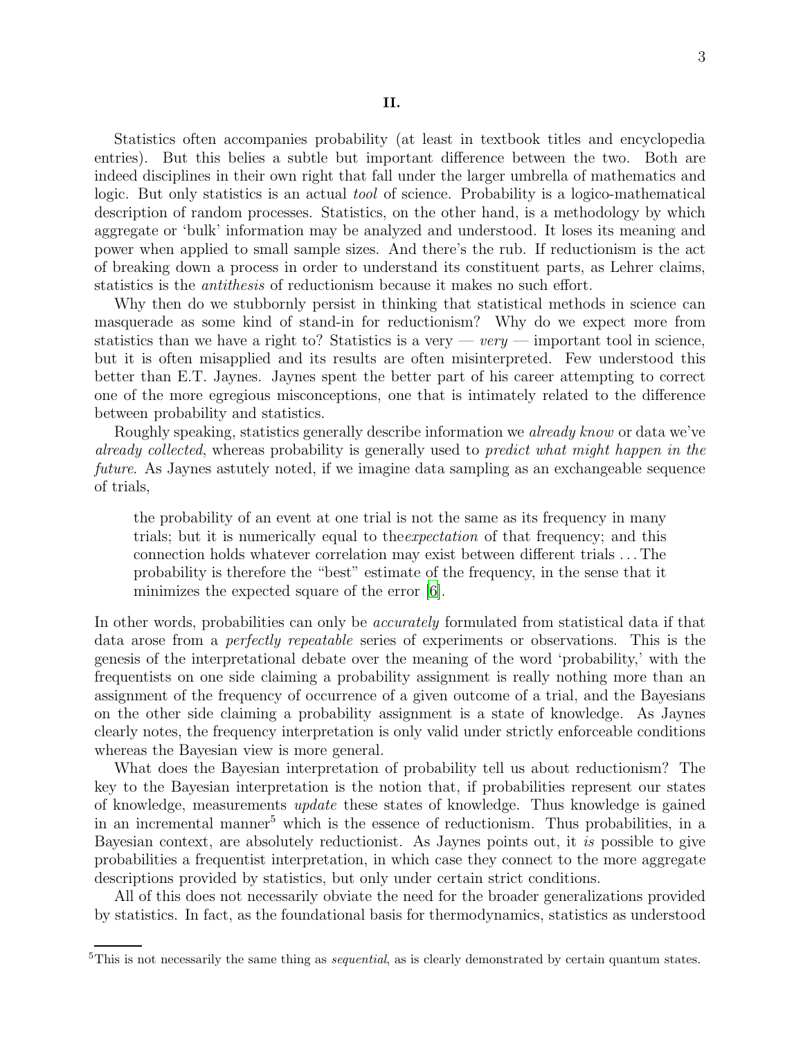## II.

Statistics often accompanies probability (at least in textbook titles and encyclopedia entries). But this belies a subtle but important difference between the two. Both are indeed disciplines in their own right that fall under the larger umbrella of mathematics and logic. But only statistics is an actual *tool* of science. Probability is a logico-mathematical description of random processes. Statistics, on the other hand, is a methodology by which aggregate or 'bulk' information may be analyzed and understood. It loses its meaning and power when applied to small sample sizes. And there's the rub. If reductionism is the act of breaking down a process in order to understand its constituent parts, as Lehrer claims, statistics is the *antithesis* of reductionism because it makes no such effort.

Why then do we stubbornly persist in thinking that statistical methods in science can masquerade as some kind of stand-in for reductionism? Why do we expect more from statistics than we have a right to? Statistics is a very — *very* — important tool in science, but it is often misapplied and its results are often misinterpreted. Few understood this better than E.T. Jaynes. Jaynes spent the better part of his career attempting to correct one of the more egregious misconceptions, one that is intimately related to the difference between probability and statistics.

Roughly speaking, statistics generally describe information we *already know* or data we've *already collected*, whereas probability is generally used to *predict what might happen in the future*. As Jaynes astutely noted, if we imagine data sampling as an exchangeable sequence of trials,

> the probability of an event at one trial is not the same as its frequency in many trials; but it is numerically equal to the*expectation* of that frequency; and this connection holds whatever correlation may exist between different trials ... The probability is therefore the "best" estimate of the frequency, in the sense that it minimizes the expected square of the error [6].

In other words, probabilities can only be *accurately* formulated from statistical data if that data arose from a *perfectly repeatable* series of experiments or observations. This is the genesis of the interpretational debate over the meaning of the word 'probability,' with the frequentists on one side claiming a probability assignment is really nothing more than an assignment of the frequency of occurrence of a given outcome of a trial, and the Bayesians on the other side claiming a probability assignment is a state of knowledge. As Jaynes clearly notes, the frequency interpretation is only valid under strictly enforceable conditions whereas the Bayesian view is more general.

What does the Bayesian interpretation of probability tell us about reductionism? The key to the Bayesian interpretation is the notion that, if probabilities represent our states of knowledge, measurements *update* these states of knowledge. Thus knowledge is gained in an incremental manner[5] which is the essence of reductionism. Thus probabilities, in a Bayesian context, are absolutely reductionist. As Jaynes points out, it *is* possible to give probabilities a frequentist interpretation, in which case they connect to the more aggregate descriptions provided by statistics, but only under certain strict conditions.

All of this does not necessarily obviate the need for the broader generalizations provided by statistics. In fact, as the foundational basis for thermodynamics, statistics as understood

[5] This is not necessarily the same thing as *sequential*, as is clearly demonstrated by certain quantum states.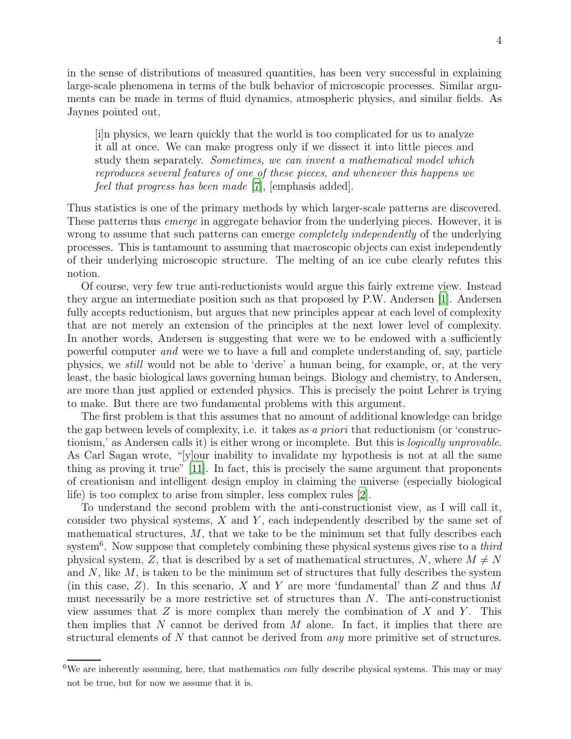in the sense of distributions of measured quantities, has been very successful in explaining large-scale phenomena in terms of the bulk behavior of microscopic processes. Similar arguments can be made in terms of fluid dynamics, atmospheric physics, and similar fields. As Jaynes pointed out,

> [i]n physics, we learn quickly that the world is too complicated for us to analyze it all at once. We can make progress only if we dissect it into little pieces and study them separately. *Sometimes, we can invent a mathematical model which reproduces several features of one of these pieces, and whenever this happens we feel that progress has been made* [7], [emphasis added].

Thus statistics is one of the primary methods by which larger-scale patterns are discovered. These patterns thus *emerge* in aggregate behavior from the underlying pieces. However, it is wrong to assume that such patterns can emerge *completely independently* of the underlying processes. This is tantamount to assuming that macroscopic objects can exist independently of their underlying microscopic structure. The melting of an ice cube clearly refutes this notion.

Of course, very few true anti-reductionists would argue this fairly extreme view. Instead they argue an intermediate position such as that proposed by P.W. Andersen [1]. Andersen fully accepts reductionism, but argues that new principles appear at each level of complexity that are not merely an extension of the principles at the next lower level of complexity. In another words, Andersen is suggesting that were we to be endowed with a sufficiently powerful computer *and* were we to have a full and complete understanding of, say, particle physics, we *still* would not be able to 'derive' a human being, for example, or, at the very least, the basic biological laws governing human beings. Biology and chemistry, to Andersen, are more than just applied or extended physics. This is precisely the point Lehrer is trying to make. But there are two fundamental problems with this argument.

The first problem is that this assumes that no amount of additional knowledge can bridge the gap between levels of complexity, i.e. it takes as *a priori* that reductionism (or 'constructionism,' as Andersen calls it) is either wrong or incomplete. But this is *logically unprovable*. As Carl Sagan wrote, "[y]our inability to invalidate my hypothesis is not at all the same thing as proving it true" [11]. In fact, this is precisely the same argument that proponents of creationism and intelligent design employ in claiming the universe (especially biological life) is too complex to arise from simpler, less complex rules [2].

To understand the second problem with the anti-constructionist view, as I will call it, consider two physical systems, $X$ and $Y$, each independently described by the same set of mathematical structures, $M$, that we take to be the minimum set that fully describes each system[6]. Now suppose that completely combining these physical systems gives rise to a *third* physical system, $Z$, that is described by a set of mathematical structures, $N$, where $M \neq N$ and $N$, like $M$, is taken to be the minimum set of structures that fully describes the system (in this case, $Z$). In this scenario, $X$ and $Y$ are more 'fundamental' than $Z$ and thus $M$ must necessarily be a more restrictive set of structures than $N$. The anti-constructionist view assumes that $Z$ is more complex than merely the combination of $X$ and $Y$. This then implies that $N$ cannot be derived from $M$ alone. In fact, it implies that there are structural elements of $N$ that cannot be derived from *any* more primitive set of structures.

[6] We are inherently assuming, here, that mathematics *can* fully describe physical systems. This may or may not be true, but for now we assume that it is.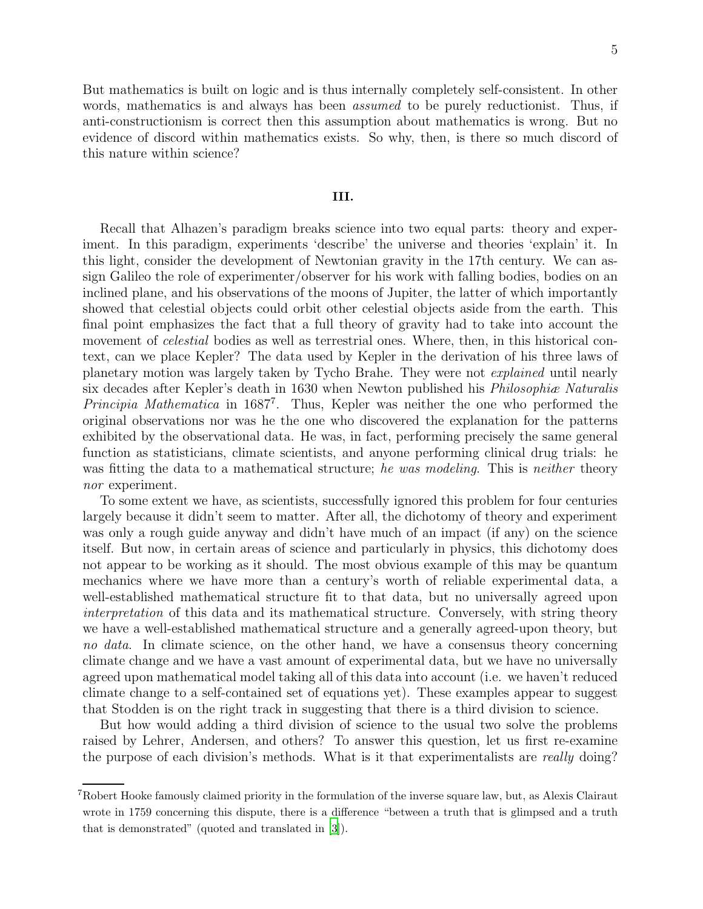But mathematics is built on logic and is thus internally completely self-consistent. In other words, mathematics is and always has been *assumed* to be purely reductionist. Thus, if anti-constructionism is correct then this assumption about mathematics is wrong. But no evidence of discord within mathematics exists. So why, then, is there so much discord of this nature within science?

### III.

Recall that Alhazen's paradigm breaks science into two equal parts: theory and experiment. In this paradigm, experiments 'describe' the universe and theories 'explain' it. In this light, consider the development of Newtonian gravity in the 17th century. We can assign Galileo the role of experimenter/observer for his work with falling bodies, bodies on an inclined plane, and his observations of the moons of Jupiter, the latter of which importantly showed that celestial objects could orbit other celestial objects aside from the earth. This final point emphasizes the fact that a full theory of gravity had to take into account the movement of *celestial* bodies as well as terrestrial ones. Where, then, in this historical context, can we place Kepler? The data used by Kepler in the derivation of his three laws of planetary motion was largely taken by Tycho Brahe. They were not *explained* until nearly six decades after Kepler's death in 1630 when Newton published his *Philosophiæ Naturalis Principia Mathematica* in 1687[7]. Thus, Kepler was neither the one who performed the original observations nor was he the one who discovered the explanation for the patterns exhibited by the observational data. He was, in fact, performing precisely the same general function as statisticians, climate scientists, and anyone performing clinical drug trials: he was fitting the data to a mathematical structure; *he was modeling*. This is *neither* theory *nor* experiment.

To some extent we have, as scientists, successfully ignored this problem for four centuries largely because it didn't seem to matter. After all, the dichotomy of theory and experiment was only a rough guide anyway and didn't have much of an impact (if any) on the science itself. But now, in certain areas of science and particularly in physics, this dichotomy does not appear to be working as it should. The most obvious example of this may be quantum mechanics where we have more than a century's worth of reliable experimental data, a well-established mathematical structure fit to that data, but no universally agreed upon *interpretation* of this data and its mathematical structure. Conversely, with string theory we have a well-established mathematical structure and a generally agreed-upon theory, but *no data*. In climate science, on the other hand, we have a consensus theory concerning climate change and we have a vast amount of experimental data, but we have no universally agreed upon mathematical model taking all of this data into account (i.e. we haven't reduced climate change to a self-contained set of equations yet). These examples appear to suggest that Stodden is on the right track in suggesting that there is a third division to science.

But how would adding a third division of science to the usual two solve the problems raised by Lehrer, Andersen, and others? To answer this question, let us first re-examine the purpose of each division's methods. What is it that experimentalists are *really* doing?

---

[7] Robert Hooke famously claimed priority in the formulation of the inverse square law, but, as Alexis Clairaut wrote in 1759 concerning this dispute, there is a difference "between a truth that is glimpsed and a truth that is demonstrated" (quoted and translated in [3]).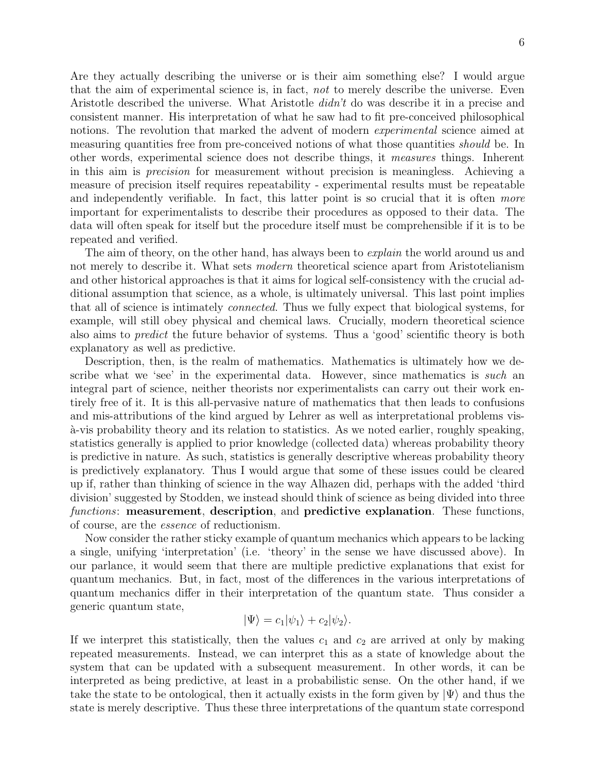Are they actually describing the universe or is their aim something else? I would argue that the aim of experimental science is, in fact, *not* to merely describe the universe. Even Aristotle described the universe. What Aristotle *didn't* do was describe it in a precise and consistent manner. His interpretation of what he saw had to fit pre-conceived philosophical notions. The revolution that marked the advent of modern *experimental* science aimed at measuring quantities free from pre-conceived notions of what those quantities *should* be. In other words, experimental science does not describe things, it *measures* things. Inherent in this aim is *precision* for measurement without precision is meaningless. Achieving a measure of precision itself requires repeatability - experimental results must be repeatable and independently verifiable. In fact, this latter point is so crucial that it is often *more* important for experimentalists to describe their procedures as opposed to their data. The data will often speak for itself but the procedure itself must be comprehensible if it is to be repeated and verified.

The aim of theory, on the other hand, has always been to *explain* the world around us and not merely to describe it. What sets *modern* theoretical science apart from Aristotelianism and other historical approaches is that it aims for logical self-consistency with the crucial additional assumption that science, as a whole, is ultimately universal. This last point implies that all of science is intimately *connected*. Thus we fully expect that biological systems, for example, will still obey physical and chemical laws. Crucially, modern theoretical science also aims to *predict* the future behavior of systems. Thus a 'good' scientific theory is both explanatory as well as predictive.

Description, then, is the realm of mathematics. Mathematics is ultimately how we describe what we 'see' in the experimental data. However, since mathematics is *such* an integral part of science, neither theorists nor experimentalists can carry out their work entirely free of it. It is this all-pervasive nature of mathematics that then leads to confusions and mis-attributions of the kind argued by Lehrer as well as interpretational problems vis-à-vis probability theory and its relation to statistics. As we noted earlier, roughly speaking, statistics generally is applied to prior knowledge (collected data) whereas probability theory is predictive in nature. As such, statistics is generally descriptive whereas probability theory is predictively explanatory. Thus I would argue that some of these issues could be cleared up if, rather than thinking of science in the way Alhazen did, perhaps with the added 'third division' suggested by Stodden, we instead should think of science as being divided into three *functions*: **measurement**, **description**, and **predictive explanation**. These functions, of course, are the *essence* of reductionism.

Now consider the rather sticky example of quantum mechanics which appears to be lacking a single, unifying 'interpretation' (i.e. 'theory' in the sense we have discussed above). In our parlance, it would seem that there are multiple predictive explanations that exist for quantum mechanics. But, in fact, most of the differences in the various interpretations of quantum mechanics differ in their interpretation of the quantum state. Thus consider a generic quantum state,

$$|\Psi\rangle = c_1|\psi_1\rangle + c_2|\psi_2\rangle.$$

If we interpret this statistically, then the values $c_1$ and $c_2$ are arrived at only by making repeated measurements. Instead, we can interpret this as a state of knowledge about the system that can be updated with a subsequent measurement. In other words, it can be interpreted as being predictive, at least in a probabilistic sense. On the other hand, if we take the state to be ontological, then it actually exists in the form given by $|\Psi\rangle$ and thus the state is merely descriptive. Thus these three interpretations of the quantum state correspond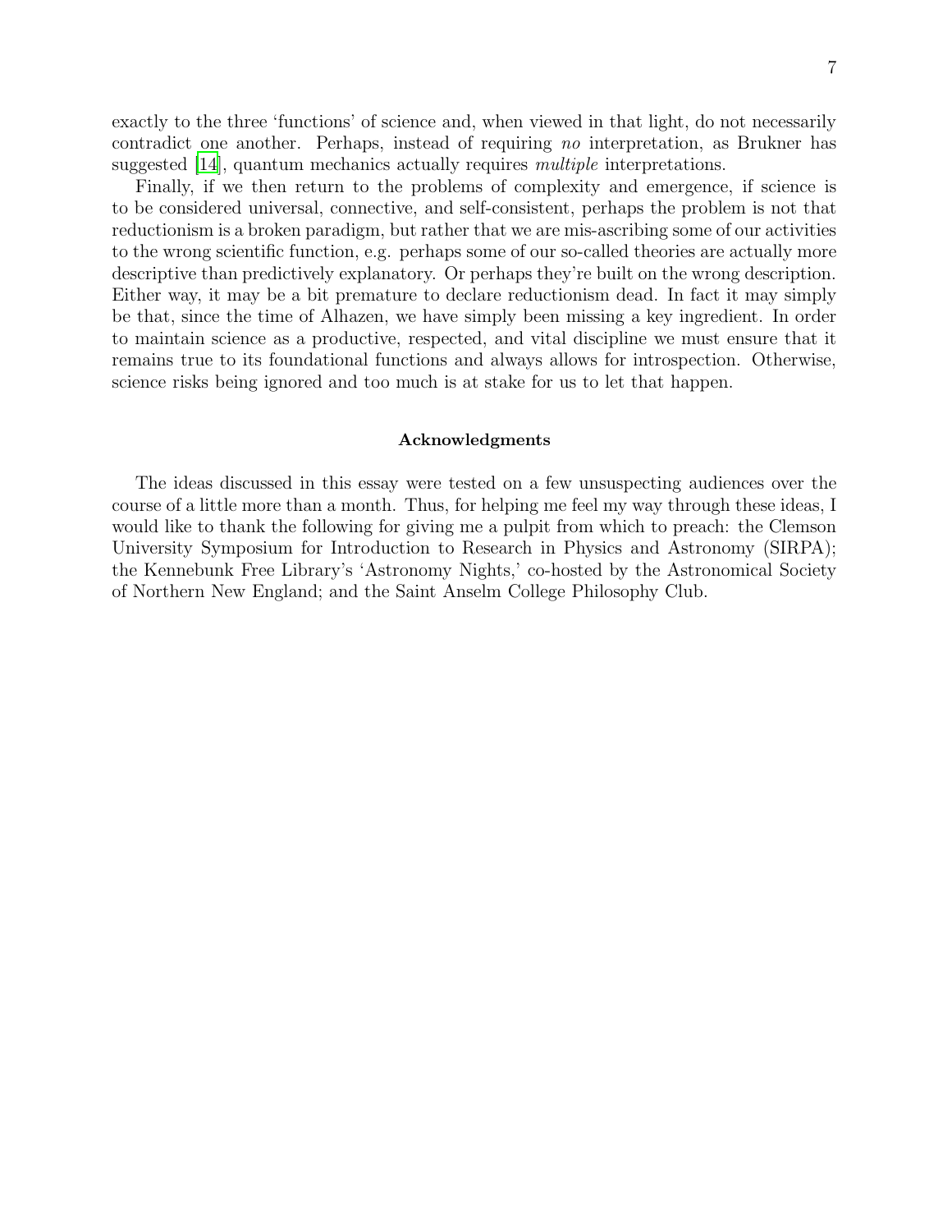exactly to the three 'functions' of science and, when viewed in that light, do not necessarily contradict one another. Perhaps, instead of requiring *no* interpretation, as Brukner has suggested [14], quantum mechanics actually requires *multiple* interpretations.

Finally, if we then return to the problems of complexity and emergence, if science is to be considered universal, connective, and self-consistent, perhaps the problem is not that reductionism is a broken paradigm, but rather that we are mis-ascribing some of our activities to the wrong scientific function, e.g. perhaps some of our so-called theories are actually more descriptive than predictively explanatory. Or perhaps they're built on the wrong description. Either way, it may be a bit premature to declare reductionism dead. In fact it may simply be that, since the time of Alhazen, we have simply been missing a key ingredient. In order to maintain science as a productive, respected, and vital discipline we must ensure that it remains true to its foundational functions and always allows for introspection. Otherwise, science risks being ignored and too much is at stake for us to let that happen.

### Acknowledgments

The ideas discussed in this essay were tested on a few unsuspecting audiences over the course of a little more than a month. Thus, for helping me feel my way through these ideas, I would like to thank the following for giving me a pulpit from which to preach: the Clemson University Symposium for Introduction to Research in Physics and Astronomy (SIRPA); the Kennebunk Free Library's 'Astronomy Nights,' co-hosted by the Astronomical Society of Northern New England; and the Saint Anselm College Philosophy Club.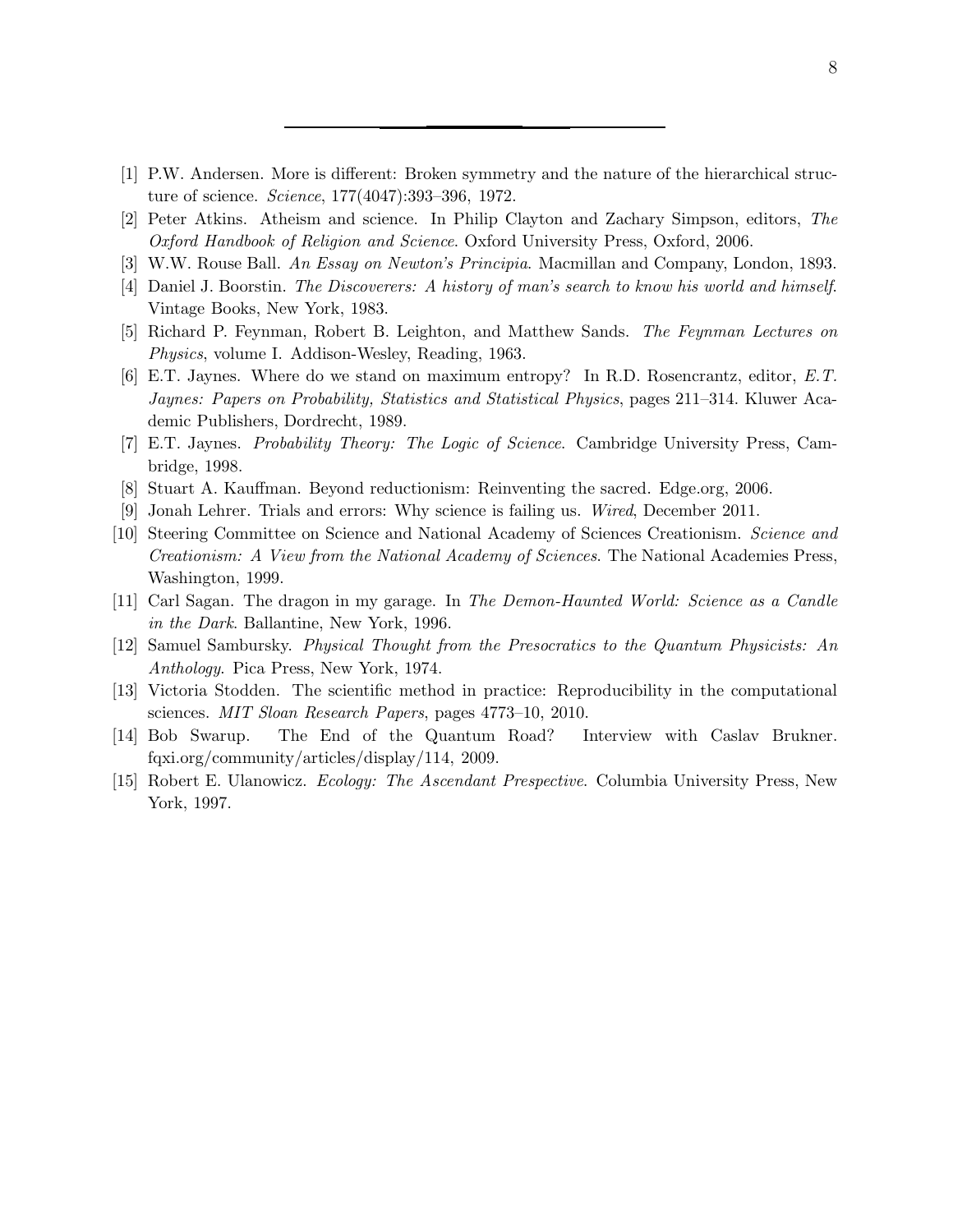---

[1] P.W. Andersen. More is different: Broken symmetry and the nature of the hierarchical structure of science. *Science*, 177(4047):393–396, 1972.

[2] Peter Atkins. Atheism and science. In Philip Clayton and Zachary Simpson, editors, *The Oxford Handbook of Religion and Science*. Oxford University Press, Oxford, 2006.

[3] W.W. Rouse Ball. *An Essay on Newton's Principia*. Macmillan and Company, London, 1893.

[4] Daniel J. Boorstin. *The Discoverers: A history of man's search to know his world and himself*. Vintage Books, New York, 1983.

[5] Richard P. Feynman, Robert B. Leighton, and Matthew Sands. *The Feynman Lectures on Physics*, volume I. Addison-Wesley, Reading, 1963.

[6] E.T. Jaynes. Where do we stand on maximum entropy? In R.D. Rosencrantz, editor, *E.T. Jaynes: Papers on Probability, Statistics and Statistical Physics*, pages 211–314. Kluwer Academic Publishers, Dordrecht, 1989.

[7] E.T. Jaynes. *Probability Theory: The Logic of Science*. Cambridge University Press, Cambridge, 1998.

[8] Stuart A. Kauffman. Beyond reductionism: Reinventing the sacred. Edge.org, 2006.

[9] Jonah Lehrer. Trials and errors: Why science is failing us. *Wired*, December 2011.

[10] Steering Committee on Science and National Academy of Sciences Creationism. *Science and Creationism: A View from the National Academy of Sciences*. The National Academies Press, Washington, 1999.

[11] Carl Sagan. The dragon in my garage. In *The Demon-Haunted World: Science as a Candle in the Dark*. Ballantine, New York, 1996.

[12] Samuel Sambursky. *Physical Thought from the Presocratics to the Quantum Physicists: An Anthology*. Pica Press, New York, 1974.

[13] Victoria Stodden. The scientific method in practice: Reproducibility in the computational sciences. *MIT Sloan Research Papers*, pages 4773–10, 2010.

[14] Bob Swarup. The End of the Quantum Road? Interview with Caslav Brukner. fqxi.org/community/articles/display/114, 2009.

[15] Robert E. Ulanowicz. *Ecology: The Ascendant Prespective*. Columbia University Press, New York, 1997.